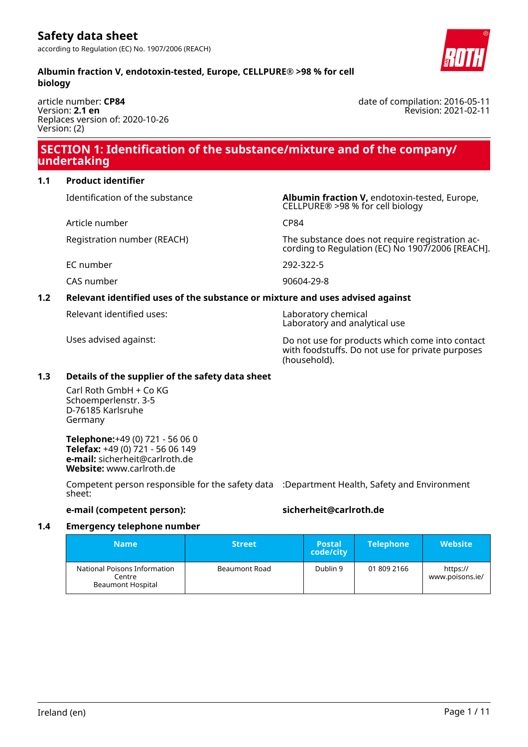# Safety data sheet

according to Regulation (EC) No. 1907/2006 (REACH)

**Albumin fraction V, endotoxin-tested, Europe, CELLPURE® >98 % for cell biology**

article number: **CP84**
Version: **2.1 en**
Replaces version of: 2020-10-26
Version: (2)

date of compilation: 2016-05-11
Revision: 2021-02-11

## SECTION 1: Identification of the substance/mixture and of the company/undertaking

### 1.1 Product identifier

| | |
|---|---|
| Identification of the substance | **Albumin fraction V,** endotoxin-tested, Europe, CELLPURE® >98 % for cell biology |
| Article number | CP84 |
| Registration number (REACH) | The substance does not require registration according to Regulation (EC) No 1907/2006 [REACH]. |
| EC number | 292-322-5 |
| CAS number | 90604-29-8 |

### 1.2 Relevant identified uses of the substance or mixture and uses advised against

| | |
|---|---|
| Relevant identified uses: | Laboratory chemical<br>Laboratory and analytical use |
| Uses advised against: | Do not use for products which come into contact with foodstuffs. Do not use for private purposes (household). |

### 1.3 Details of the supplier of the safety data sheet

Carl Roth GmbH + Co KG
Schoemperlenstr. 3-5
D-76185 Karlsruhe
Germany

**Telephone:**+49 (0) 721 - 56 06 0
**Telefax:** +49 (0) 721 - 56 06 149
**e-mail:** sicherheit@carlroth.de
**Website:** www.carlroth.de

Competent person responsible for the safety data sheet: :Department Health, Safety and Environment

**e-mail (competent person):** **sicherheit@carlroth.de**

### 1.4 Emergency telephone number

| Name | Street | Postal code/city | Telephone | Website |
|---|---|---|---|---|
| National Poisons Information Centre Beaumont Hospital | Beaumont Road | Dublin 9 | 01 809 2166 | https://www.poisons.ie/ |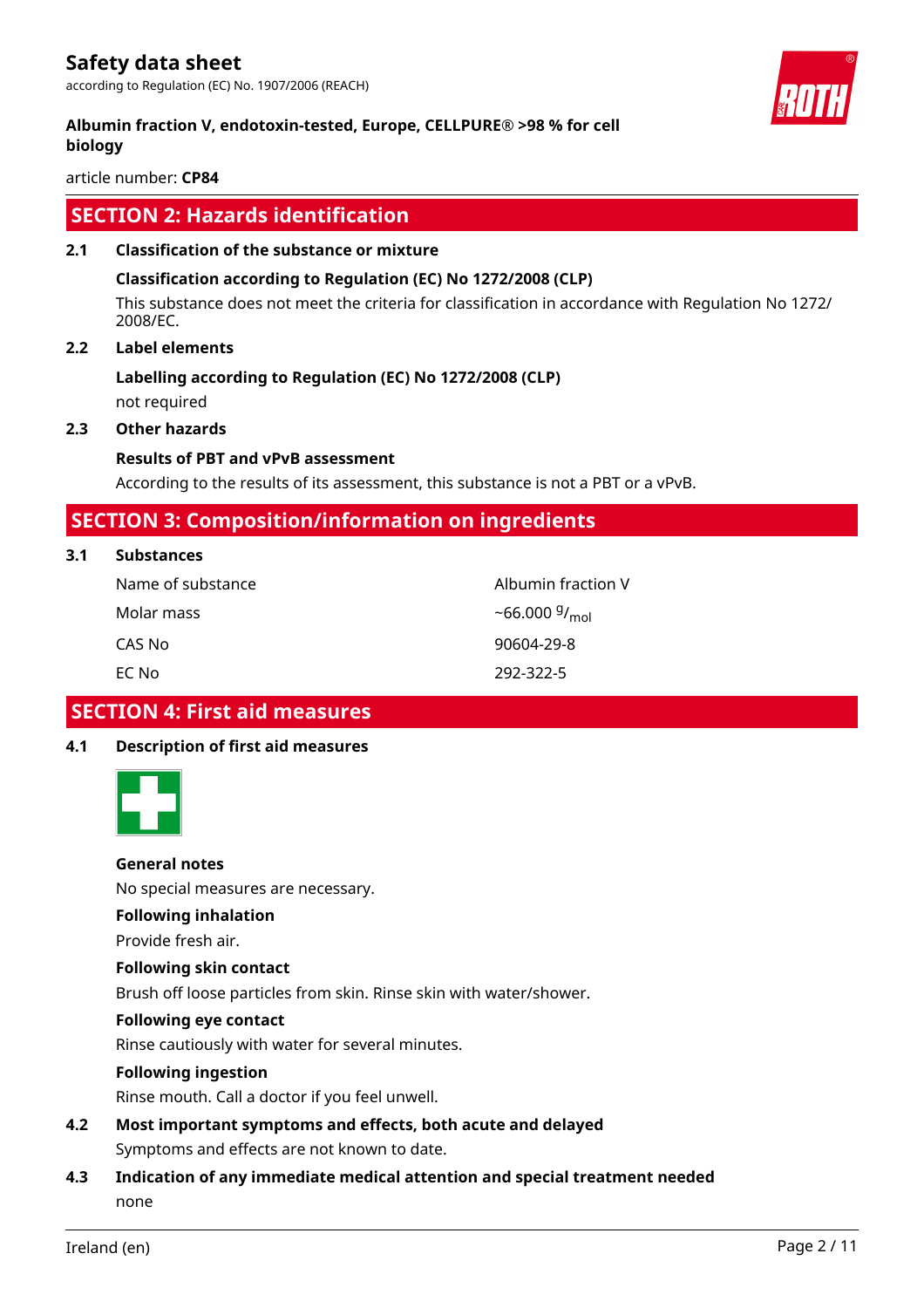## SECTION 2: Hazards identification

### 2.1 Classification of the substance or mixture

**Classification according to Regulation (EC) No 1272/2008 (CLP)**

This substance does not meet the criteria for classification in accordance with Regulation No 1272/2008/EC.

### 2.2 Label elements

**Labelling according to Regulation (EC) No 1272/2008 (CLP)**

not required

### 2.3 Other hazards

**Results of PBT and vPvB assessment**

According to the results of its assessment, this substance is not a PBT or a vPvB.

## SECTION 3: Composition/information on ingredients

### 3.1 Substances

| | |
|---|---|
| Name of substance | Albumin fraction V |
| Molar mass | ~66.000 $^{g}/_{mol}$ |
| CAS No | 90604-29-8 |
| EC No | 292-322-5 |

## SECTION 4: First aid measures

### 4.1 Description of first aid measures

**General notes**

No special measures are necessary.

**Following inhalation**

Provide fresh air.

**Following skin contact**

Brush off loose particles from skin. Rinse skin with water/shower.

**Following eye contact**

Rinse cautiously with water for several minutes.

**Following ingestion**

Rinse mouth. Call a doctor if you feel unwell.

### 4.2 Most important symptoms and effects, both acute and delayed

Symptoms and effects are not known to date.

### 4.3 Indication of any immediate medical attention and special treatment needed

none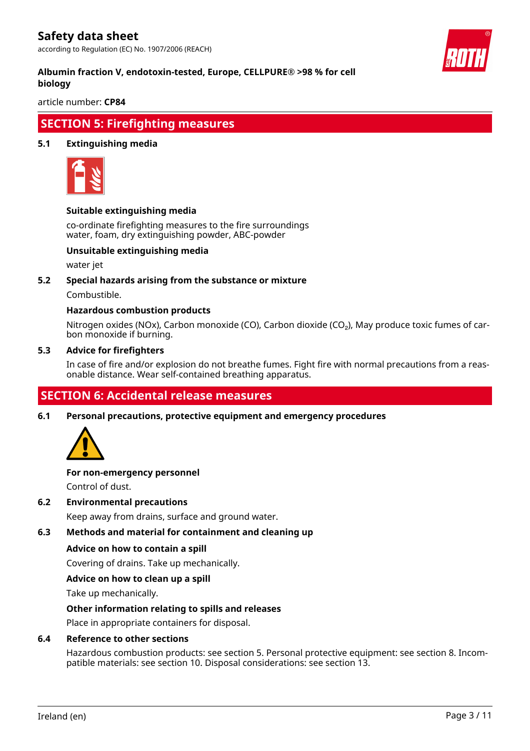## SECTION 5: Firefighting measures

### 5.1 Extinguishing media

**Suitable extinguishing media**

co-ordinate firefighting measures to the fire surroundings
water, foam, dry extinguishing powder, ABC-powder

**Unsuitable extinguishing media**

water jet

### 5.2 Special hazards arising from the substance or mixture

Combustible.

**Hazardous combustion products**

Nitrogen oxides (NOx), Carbon monoxide (CO), Carbon dioxide ($CO_2$), May produce toxic fumes of carbon monoxide if burning.

### 5.3 Advice for firefighters

In case of fire and/or explosion do not breathe fumes. Fight fire with normal precautions from a reasonable distance. Wear self-contained breathing apparatus.

## SECTION 6: Accidental release measures

### 6.1 Personal precautions, protective equipment and emergency procedures

**For non-emergency personnel**

Control of dust.

### 6.2 Environmental precautions

Keep away from drains, surface and ground water.

### 6.3 Methods and material for containment and cleaning up

**Advice on how to contain a spill**

Covering of drains. Take up mechanically.

**Advice on how to clean up a spill**

Take up mechanically.

**Other information relating to spills and releases**

Place in appropriate containers for disposal.

### 6.4 Reference to other sections

Hazardous combustion products: see section 5. Personal protective equipment: see section 8. Incompatible materials: see section 10. Disposal considerations: see section 13.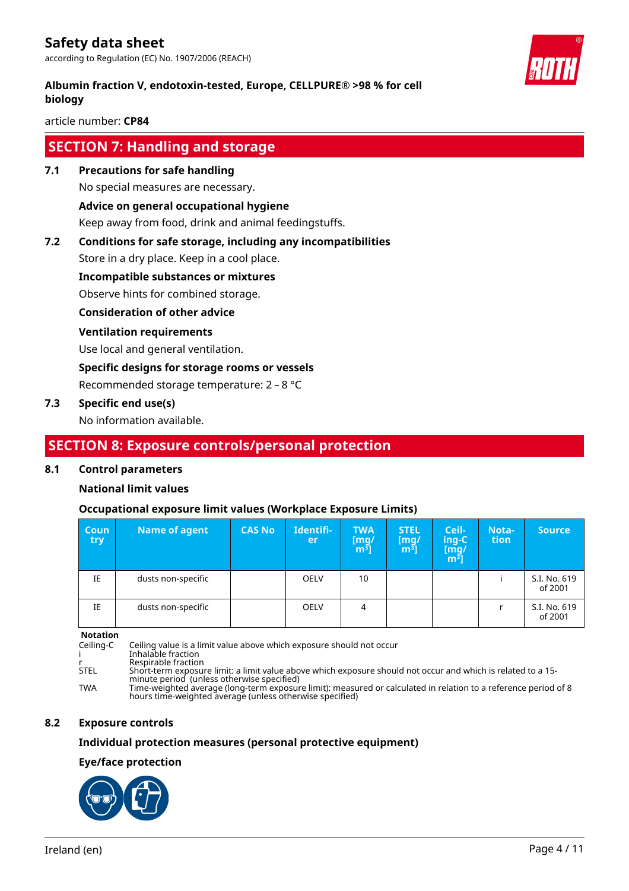## SECTION 7: Handling and storage

### 7.1 Precautions for safe handling

No special measures are necessary.

**Advice on general occupational hygiene**

Keep away from food, drink and animal feedingstuffs.

### 7.2 Conditions for safe storage, including any incompatibilities

Store in a dry place. Keep in a cool place.

**Incompatible substances or mixtures**

Observe hints for combined storage.

**Consideration of other advice**

**Ventilation requirements**

Use local and general ventilation.

**Specific designs for storage rooms or vessels**

Recommended storage temperature: 2 – 8 °C

### 7.3 Specific end use(s)

No information available.

## SECTION 8: Exposure controls/personal protection

### 8.1 Control parameters

**National limit values**

**Occupational exposure limit values (Workplace Exposure Limits)**

| Country | Name of agent | CAS No | Identifier | TWA [mg/m³] | STEL [mg/m³] | Ceiling-C [mg/m³] | Notation | Source |
|---|---|---|---|---|---|---|---|---|
| IE | dusts non-specific | | OELV | 10 | | | i | S.I. No. 619 of 2001 |
| IE | dusts non-specific | | OELV | 4 | | | r | S.I. No. 619 of 2001 |

**Notation**

Ceiling-C  Ceiling value is a limit value above which exposure should not occur
i  Inhalable fraction
r  Respirable fraction
STEL  Short-term exposure limit: a limit value above which exposure should not occur and which is related to a 15-minute period (unless otherwise specified)
TWA  Time-weighted average (long-term exposure limit): measured or calculated in relation to a reference period of 8 hours time-weighted average (unless otherwise specified)

### 8.2 Exposure controls

**Individual protection measures (personal protective equipment)**

**Eye/face protection**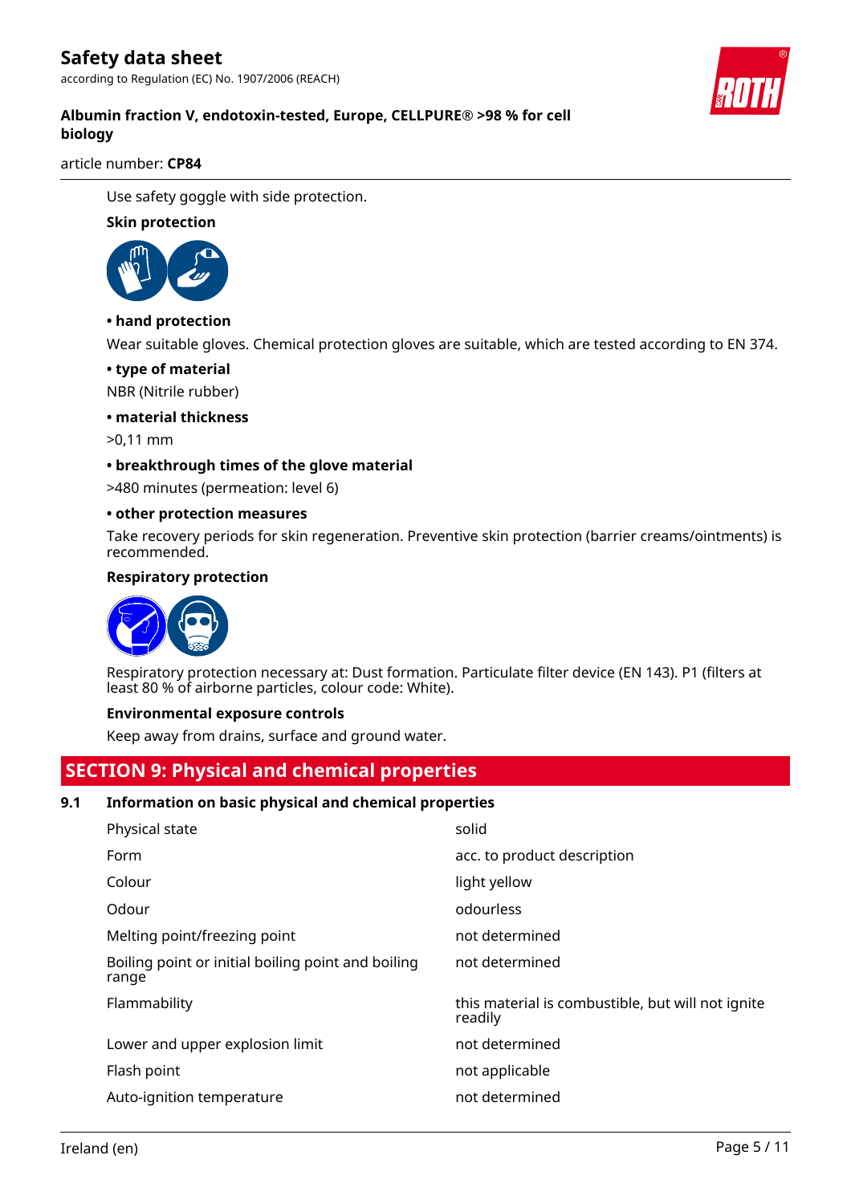Use safety goggle with side protection.

**Skin protection**

**• hand protection**

Wear suitable gloves. Chemical protection gloves are suitable, which are tested according to EN 374.

**• type of material**

NBR (Nitrile rubber)

**• material thickness**

>0,11 mm

**• breakthrough times of the glove material**

>480 minutes (permeation: level 6)

**• other protection measures**

Take recovery periods for skin regeneration. Preventive skin protection (barrier creams/ointments) is recommended.

**Respiratory protection**

Respiratory protection necessary at: Dust formation. Particulate filter device (EN 143). P1 (filters at least 80 % of airborne particles, colour code: White).

**Environmental exposure controls**

Keep away from drains, surface and ground water.

## SECTION 9: Physical and chemical properties

### 9.1 Information on basic physical and chemical properties

| | |
|---|---|
| Physical state | solid |
| Form | acc. to product description |
| Colour | light yellow |
| Odour | odourless |
| Melting point/freezing point | not determined |
| Boiling point or initial boiling point and boiling range | not determined |
| Flammability | this material is combustible, but will not ignite readily |
| Lower and upper explosion limit | not determined |
| Flash point | not applicable |
| Auto-ignition temperature | not determined |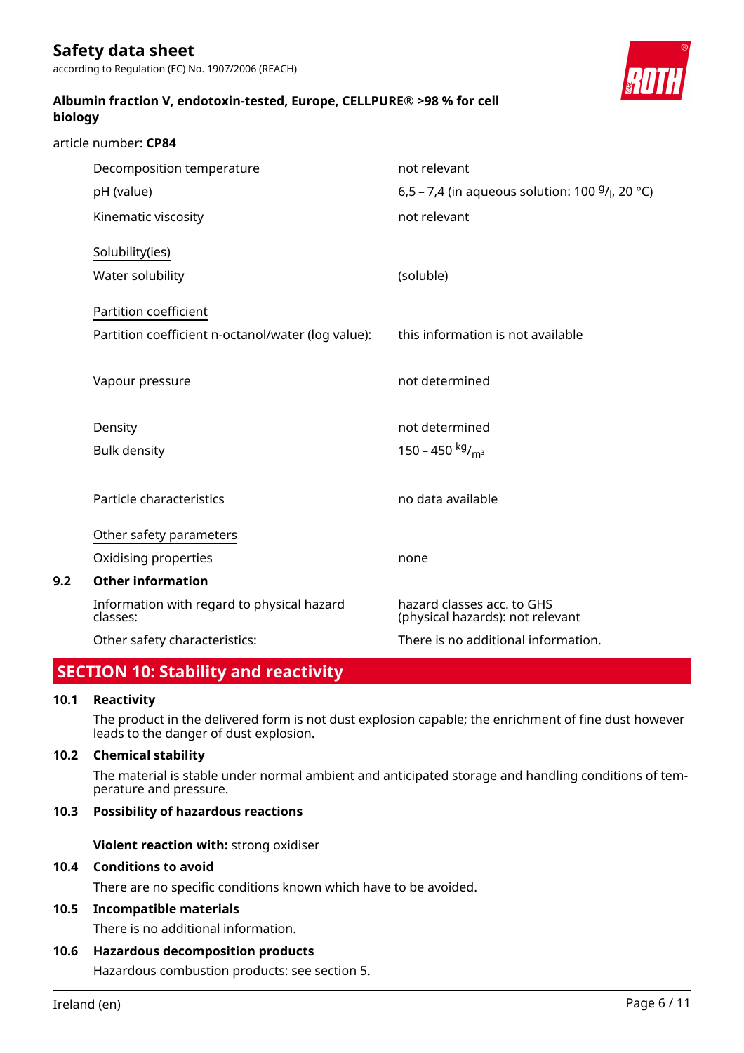| | |
|---|---|
| Decomposition temperature | not relevant |
| pH (value) | 6,5 – 7,4 (in aqueous solution: 100 $^{g}/_{l}$, 20 °C) |
| Kinematic viscosity | not relevant |

Solubility(ies)

| | |
|---|---|
| Water solubility | (soluble) |

Partition coefficient

| | |
|---|---|
| Partition coefficient n-octanol/water (log value): | this information is not available |
| Vapour pressure | not determined |
| Density | not determined |
| Bulk density | 150 – 450 $^{kg}/_{m^3}$ |
| Particle characteristics | no data available |

Other safety parameters

| | |
|---|---|
| Oxidising properties | none |

**9.2 Other information**

| | |
|---|---|
| Information with regard to physical hazard classes: | hazard classes acc. to GHS (physical hazards): not relevant |
| Other safety characteristics: | There is no additional information. |

## SECTION 10: Stability and reactivity

**10.1 Reactivity**

The product in the delivered form is not dust explosion capable; the enrichment of fine dust however leads to the danger of dust explosion.

**10.2 Chemical stability**

The material is stable under normal ambient and anticipated storage and handling conditions of temperature and pressure.

**10.3 Possibility of hazardous reactions**

**Violent reaction with:** strong oxidiser

**10.4 Conditions to avoid**

There are no specific conditions known which have to be avoided.

**10.5 Incompatible materials**

There is no additional information.

**10.6 Hazardous decomposition products**

Hazardous combustion products: see section 5.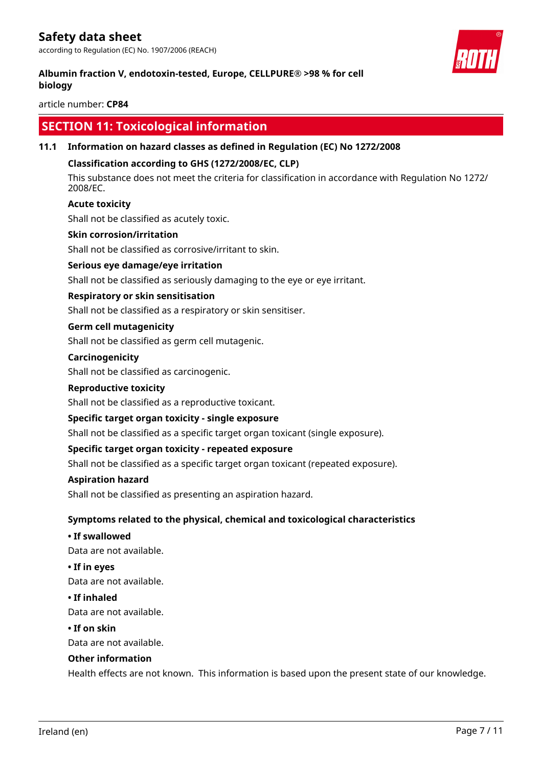## SECTION 11: Toxicological information

### 11.1 Information on hazard classes as defined in Regulation (EC) No 1272/2008

**Classification according to GHS (1272/2008/EC, CLP)**

This substance does not meet the criteria for classification in accordance with Regulation No 1272/2008/EC.

**Acute toxicity**

Shall not be classified as acutely toxic.

**Skin corrosion/irritation**

Shall not be classified as corrosive/irritant to skin.

**Serious eye damage/eye irritation**

Shall not be classified as seriously damaging to the eye or eye irritant.

**Respiratory or skin sensitisation**

Shall not be classified as a respiratory or skin sensitiser.

**Germ cell mutagenicity**

Shall not be classified as germ cell mutagenic.

**Carcinogenicity**

Shall not be classified as carcinogenic.

**Reproductive toxicity**

Shall not be classified as a reproductive toxicant.

**Specific target organ toxicity - single exposure**

Shall not be classified as a specific target organ toxicant (single exposure).

**Specific target organ toxicity - repeated exposure**

Shall not be classified as a specific target organ toxicant (repeated exposure).

**Aspiration hazard**

Shall not be classified as presenting an aspiration hazard.

**Symptoms related to the physical, chemical and toxicological characteristics**

**• If swallowed**

Data are not available.

**• If in eyes**

Data are not available.

**• If inhaled**

Data are not available.

**• If on skin**

Data are not available.

**Other information**

Health effects are not known. This information is based upon the present state of our knowledge.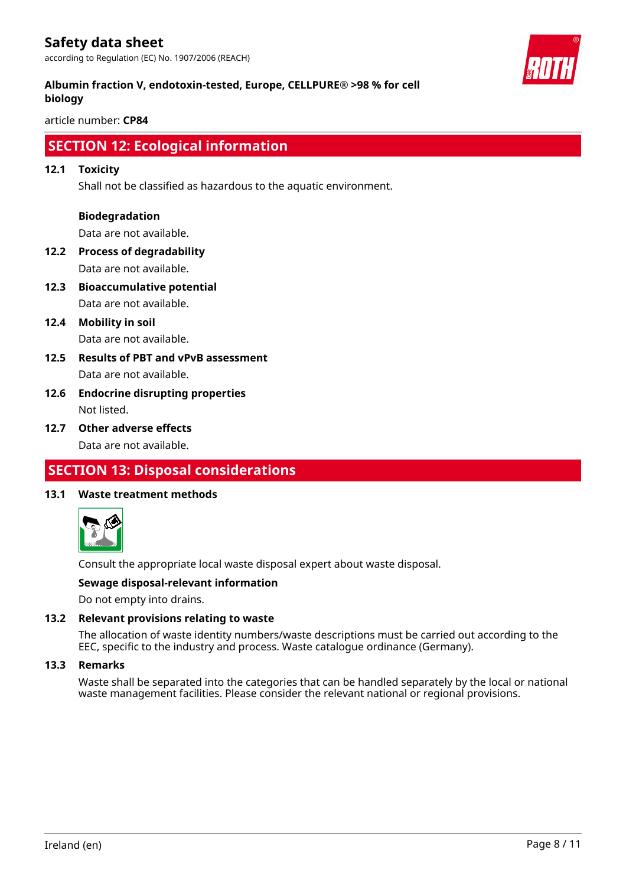## SECTION 12: Ecological information

**12.1 Toxicity**

Shall not be classified as hazardous to the aquatic environment.

**Biodegradation**

Data are not available.

**12.2 Process of degradability**

Data are not available.

**12.3 Bioaccumulative potential**

Data are not available.

**12.4 Mobility in soil**

Data are not available.

**12.5 Results of PBT and vPvB assessment**

Data are not available.

**12.6 Endocrine disrupting properties**

Not listed.

**12.7 Other adverse effects**

Data are not available.

## SECTION 13: Disposal considerations

**13.1 Waste treatment methods**

Consult the appropriate local waste disposal expert about waste disposal.

**Sewage disposal-relevant information**

Do not empty into drains.

**13.2 Relevant provisions relating to waste**

The allocation of waste identity numbers/waste descriptions must be carried out according to the EEC, specific to the industry and process. Waste catalogue ordinance (Germany).

**13.3 Remarks**

Waste shall be separated into the categories that can be handled separately by the local or national waste management facilities. Please consider the relevant national or regional provisions.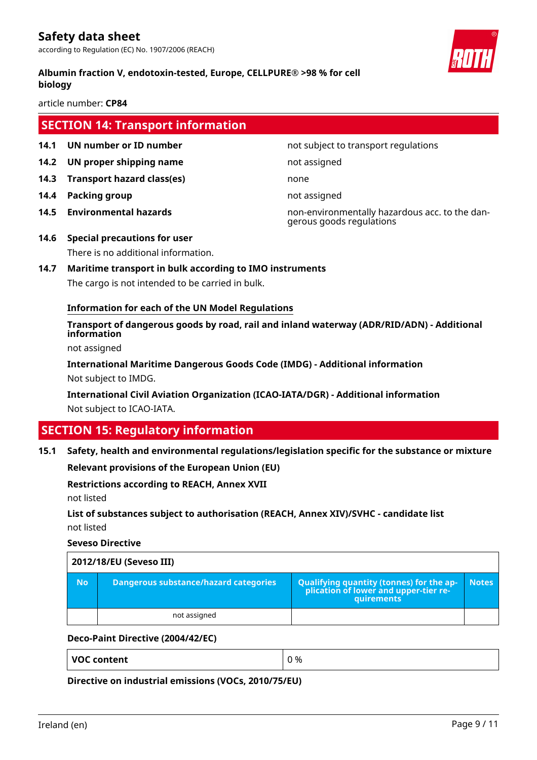## SECTION 14: Transport information

| | | |
|---|---|---|
| **14.1** | **UN number or ID number** | not subject to transport regulations |
| **14.2** | **UN proper shipping name** | not assigned |
| **14.3** | **Transport hazard class(es)** | none |
| **14.4** | **Packing group** | not assigned |
| **14.5** | **Environmental hazards** | non-environmentally hazardous acc. to the dangerous goods regulations |

**14.6 Special precautions for user**

There is no additional information.

**14.7 Maritime transport in bulk according to IMO instruments**

The cargo is not intended to be carried in bulk.

**Information for each of the UN Model Regulations**

**Transport of dangerous goods by road, rail and inland waterway (ADR/RID/ADN) - Additional information**

not assigned

**International Maritime Dangerous Goods Code (IMDG) - Additional information**

Not subject to IMDG.

**International Civil Aviation Organization (ICAO-IATA/DGR) - Additional information**

Not subject to ICAO-IATA.

## SECTION 15: Regulatory information

**15.1 Safety, health and environmental regulations/legislation specific for the substance or mixture**

**Relevant provisions of the European Union (EU)**

**Restrictions according to REACH, Annex XVII**

not listed

**List of substances subject to authorisation (REACH, Annex XIV)/SVHC - candidate list**

not listed

**Seveso Directive**

| 2012/18/EU (Seveso III) | | | |
|---|---|---|---|
| **No** | **Dangerous substance/hazard categories** | **Qualifying quantity (tonnes) for the application of lower and upper-tier requirements** | **Notes** |
| | not assigned | | |

**Deco-Paint Directive (2004/42/EC)**

| | |
|---|---|
| **VOC content** | 0 % |

**Directive on industrial emissions (VOCs, 2010/75/EU)**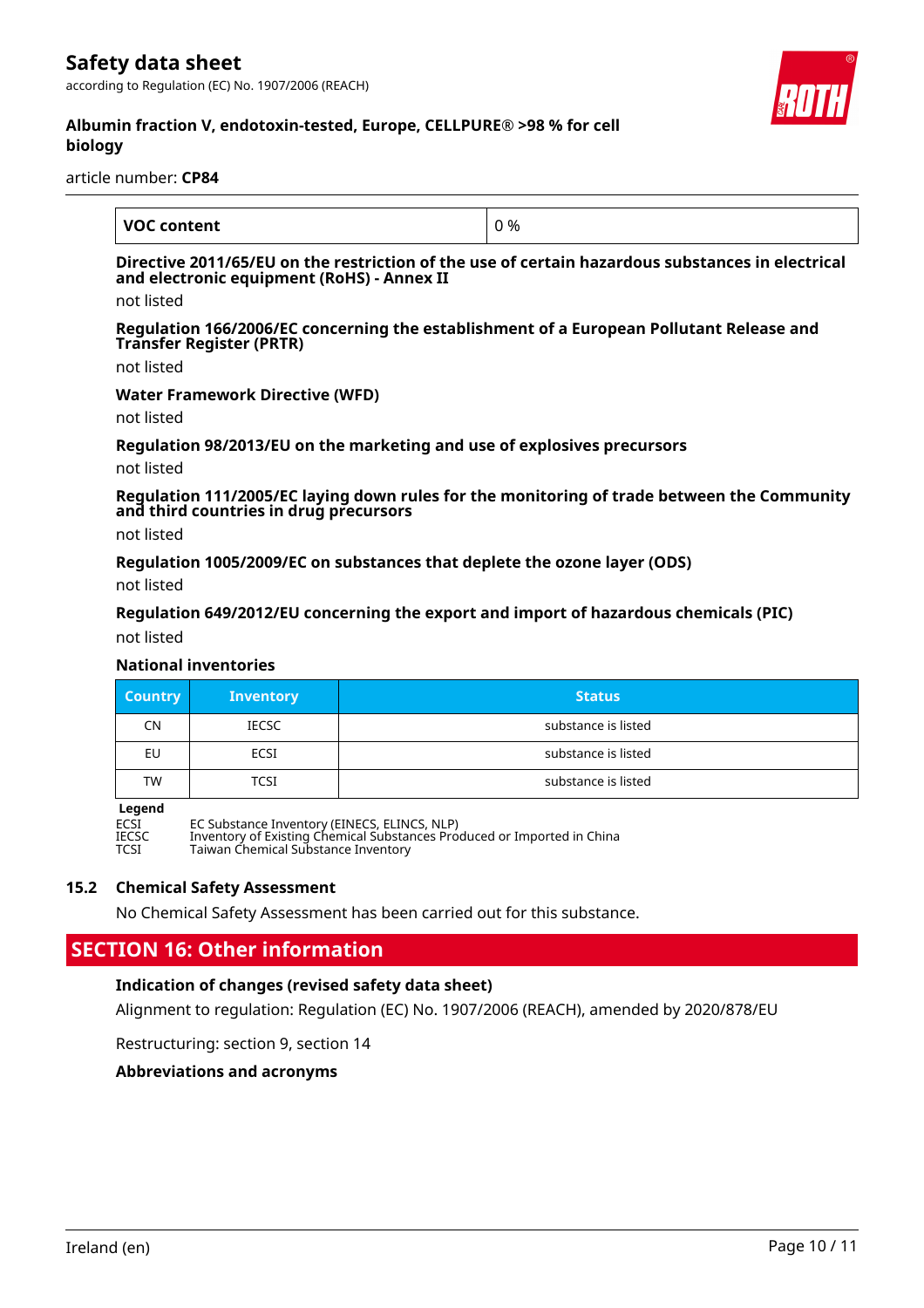| VOC content | 0 % |
|---|---|

**Directive 2011/65/EU on the restriction of the use of certain hazardous substances in electrical and electronic equipment (RoHS) - Annex II**

not listed

**Regulation 166/2006/EC concerning the establishment of a European Pollutant Release and Transfer Register (PRTR)**

not listed

**Water Framework Directive (WFD)**

not listed

**Regulation 98/2013/EU on the marketing and use of explosives precursors**

not listed

**Regulation 111/2005/EC laying down rules for the monitoring of trade between the Community and third countries in drug precursors**

not listed

**Regulation 1005/2009/EC on substances that deplete the ozone layer (ODS)**

not listed

**Regulation 649/2012/EU concerning the export and import of hazardous chemicals (PIC)**

not listed

**National inventories**

| Country | Inventory | Status |
|---|---|---|
| CN | IECSC | substance is listed |
| EU | ECSI | substance is listed |
| TW | TCSI | substance is listed |

**Legend**

ECSI EC Substance Inventory (EINECS, ELINCS, NLP)
IECSC Inventory of Existing Chemical Substances Produced or Imported in China
TCSI Taiwan Chemical Substance Inventory

### 15.2 Chemical Safety Assessment

No Chemical Safety Assessment has been carried out for this substance.

## SECTION 16: Other information

**Indication of changes (revised safety data sheet)**

Alignment to regulation: Regulation (EC) No. 1907/2006 (REACH), amended by 2020/878/EU

Restructuring: section 9, section 14

**Abbreviations and acronyms**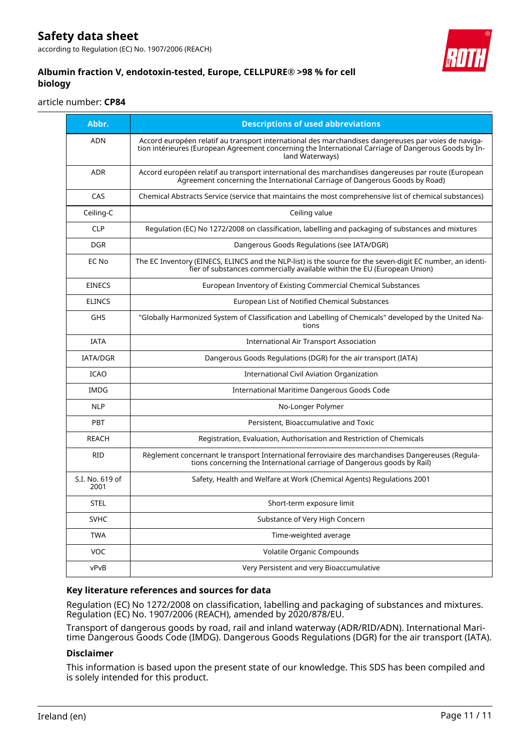| Abbr. | Descriptions of used abbreviations |
|---|---|
| ADN | Accord européen relatif au transport international des marchandises dangereuses par voies de navigation intérieures (European Agreement concerning the International Carriage of Dangerous Goods by Inland Waterways) |
| ADR | Accord européen relatif au transport international des marchandises dangereuses par route (European Agreement concerning the International Carriage of Dangerous Goods by Road) |
| CAS | Chemical Abstracts Service (service that maintains the most comprehensive list of chemical substances) |
| Ceiling-C | Ceiling value |
| CLP | Regulation (EC) No 1272/2008 on classification, labelling and packaging of substances and mixtures |
| DGR | Dangerous Goods Regulations (see IATA/DGR) |
| EC No | The EC Inventory (EINECS, ELINCS and the NLP-list) is the source for the seven-digit EC number, an identifier of substances commercially available within the EU (European Union) |
| EINECS | European Inventory of Existing Commercial Chemical Substances |
| ELINCS | European List of Notified Chemical Substances |
| GHS | "Globally Harmonized System of Classification and Labelling of Chemicals" developed by the United Nations |
| IATA | International Air Transport Association |
| IATA/DGR | Dangerous Goods Regulations (DGR) for the air transport (IATA) |
| ICAO | International Civil Aviation Organization |
| IMDG | International Maritime Dangerous Goods Code |
| NLP | No-Longer Polymer |
| PBT | Persistent, Bioaccumulative and Toxic |
| REACH | Registration, Evaluation, Authorisation and Restriction of Chemicals |
| RID | Règlement concernant le transport International ferroviaire des marchandises Dangereuses (Regulations concerning the International carriage of Dangerous goods by Rail) |
| S.I. No. 619 of 2001 | Safety, Health and Welfare at Work (Chemical Agents) Regulations 2001 |
| STEL | Short-term exposure limit |
| SVHC | Substance of Very High Concern |
| TWA | Time-weighted average |
| VOC | Volatile Organic Compounds |
| vPvB | Very Persistent and very Bioaccumulative |

### Key literature references and sources for data

Regulation (EC) No 1272/2008 on classification, labelling and packaging of substances and mixtures. Regulation (EC) No. 1907/2006 (REACH), amended by 2020/878/EU.

Transport of dangerous goods by road, rail and inland waterway (ADR/RID/ADN). International Maritime Dangerous Goods Code (IMDG). Dangerous Goods Regulations (DGR) for the air transport (IATA).

### Disclaimer

This information is based upon the present state of our knowledge. This SDS has been compiled and is solely intended for this product.